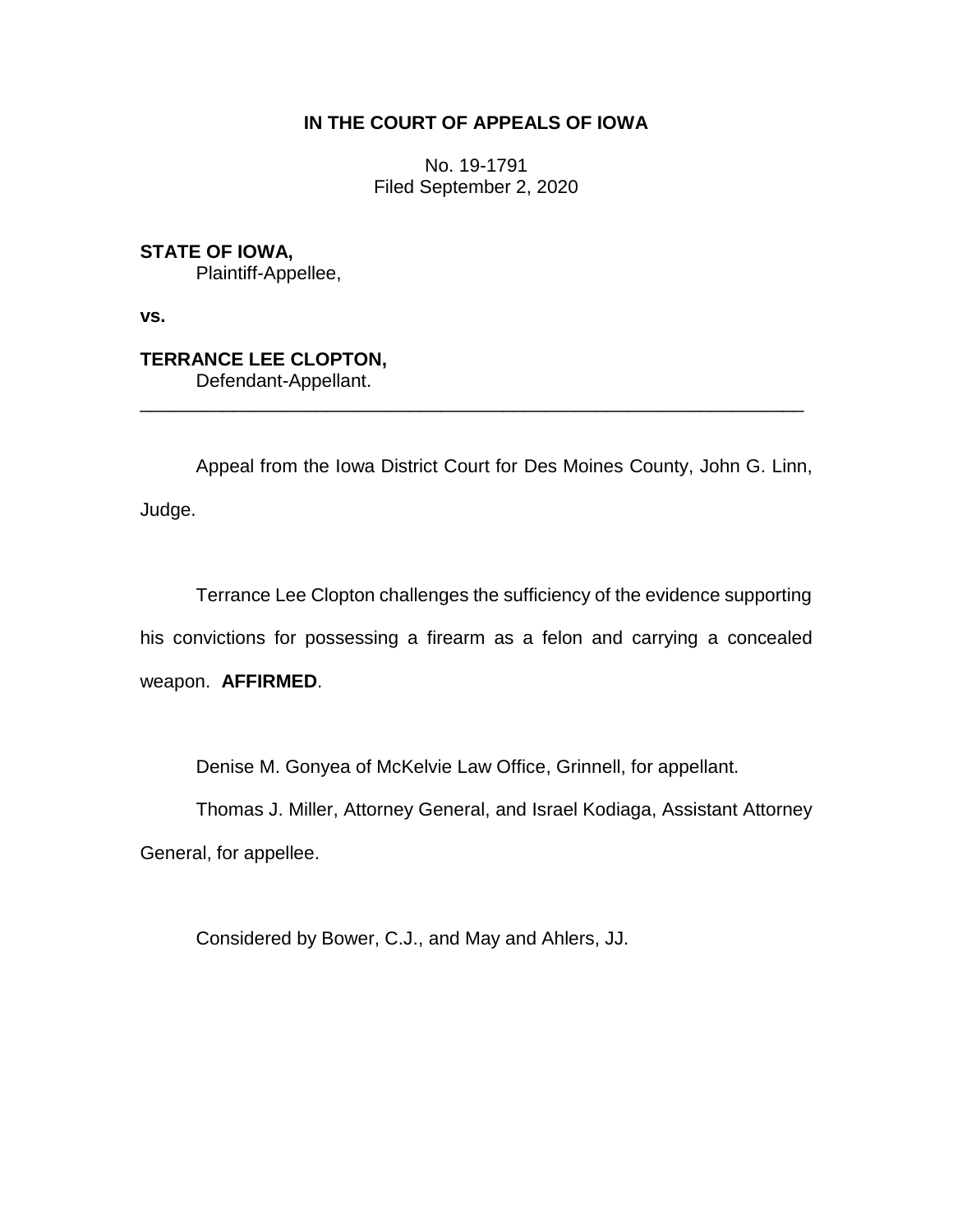**IN THE COURT OF APPEALS OF IOWA**

No. 19-1791
Filed September 2, 2020

**STATE OF IOWA,**
Plaintiff-Appellee,

**vs.**

**TERRANCE LEE CLOPTON,**
Defendant-Appellant.

---

Appeal from the Iowa District Court for Des Moines County, John G. Linn, Judge.

Terrance Lee Clopton challenges the sufficiency of the evidence supporting his convictions for possessing a firearm as a felon and carrying a concealed weapon. **AFFIRMED**.

Denise M. Gonyea of McKelvie Law Office, Grinnell, for appellant.

Thomas J. Miller, Attorney General, and Israel Kodiaga, Assistant Attorney General, for appellee.

Considered by Bower, C.J., and May and Ahlers, JJ.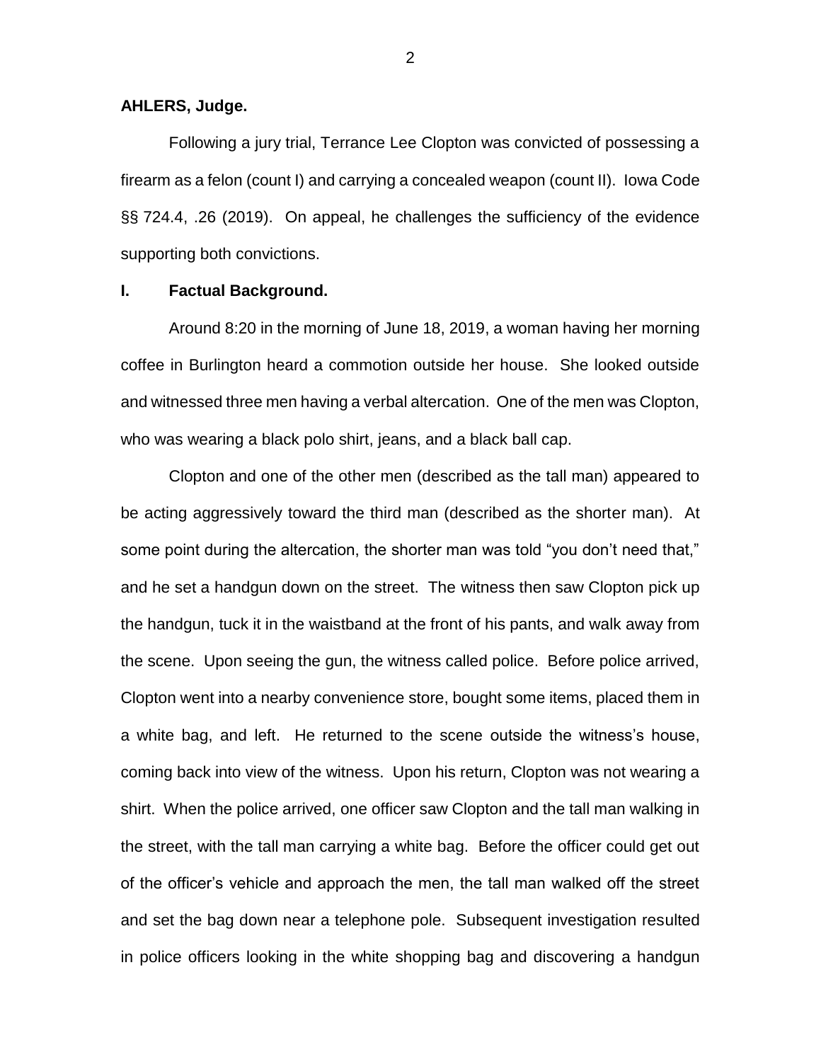**AHLERS, Judge.**

Following a jury trial, Terrance Lee Clopton was convicted of possessing a firearm as a felon (count I) and carrying a concealed weapon (count II). Iowa Code §§ 724.4, .26 (2019). On appeal, he challenges the sufficiency of the evidence supporting both convictions.

## I. Factual Background.

Around 8:20 in the morning of June 18, 2019, a woman having her morning coffee in Burlington heard a commotion outside her house. She looked outside and witnessed three men having a verbal altercation. One of the men was Clopton, who was wearing a black polo shirt, jeans, and a black ball cap.

Clopton and one of the other men (described as the tall man) appeared to be acting aggressively toward the third man (described as the shorter man). At some point during the altercation, the shorter man was told "you don't need that," and he set a handgun down on the street. The witness then saw Clopton pick up the handgun, tuck it in the waistband at the front of his pants, and walk away from the scene. Upon seeing the gun, the witness called police. Before police arrived, Clopton went into a nearby convenience store, bought some items, placed them in a white bag, and left. He returned to the scene outside the witness's house, coming back into view of the witness. Upon his return, Clopton was not wearing a shirt. When the police arrived, one officer saw Clopton and the tall man walking in the street, with the tall man carrying a white bag. Before the officer could get out of the officer's vehicle and approach the men, the tall man walked off the street and set the bag down near a telephone pole. Subsequent investigation resulted in police officers looking in the white shopping bag and discovering a handgun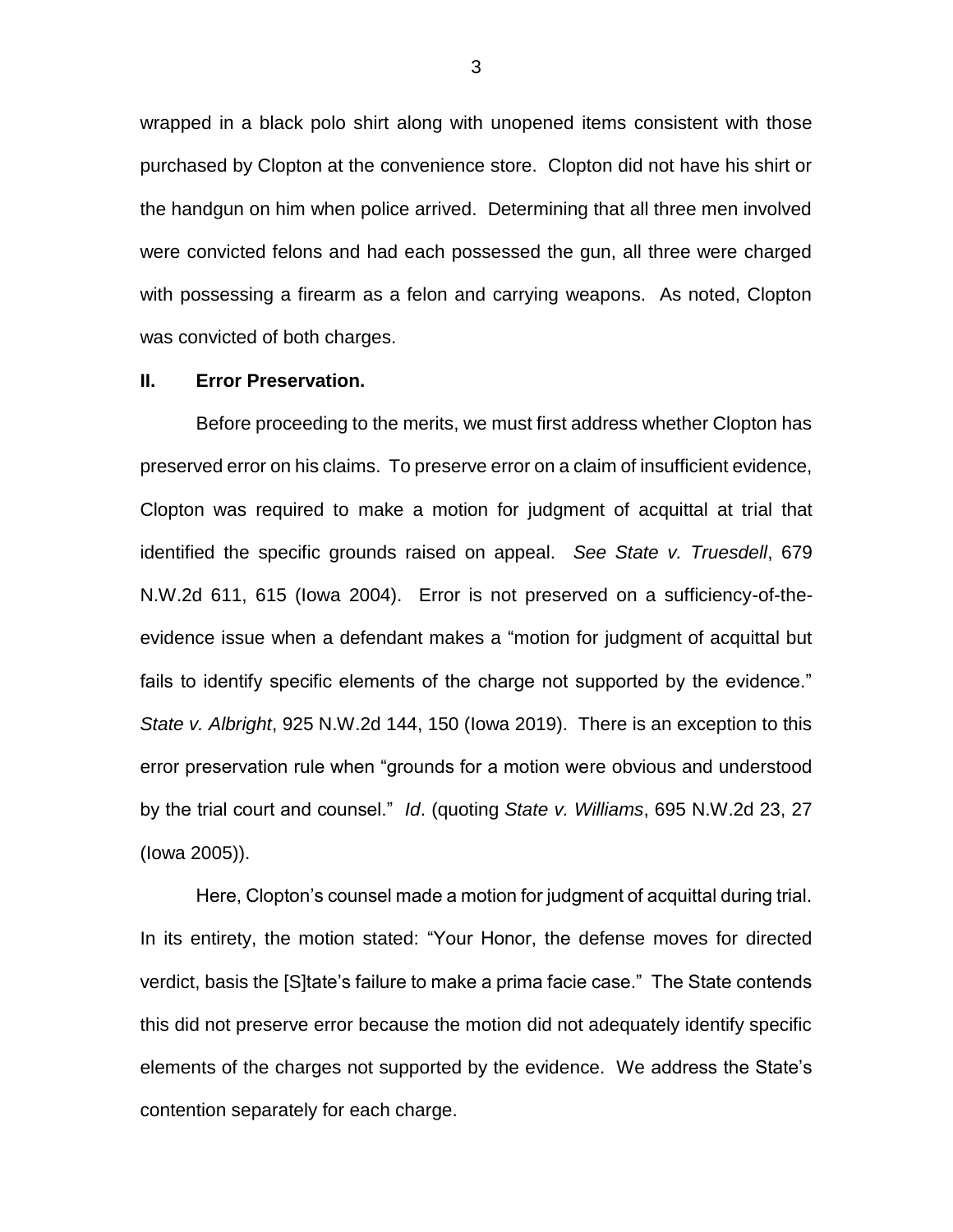wrapped in a black polo shirt along with unopened items consistent with those purchased by Clopton at the convenience store. Clopton did not have his shirt or the handgun on him when police arrived. Determining that all three men involved were convicted felons and had each possessed the gun, all three were charged with possessing a firearm as a felon and carrying weapons. As noted, Clopton was convicted of both charges.

## II. Error Preservation.

Before proceeding to the merits, we must first address whether Clopton has preserved error on his claims. To preserve error on a claim of insufficient evidence, Clopton was required to make a motion for judgment of acquittal at trial that identified the specific grounds raised on appeal. *See State v. Truesdell*, 679 N.W.2d 611, 615 (Iowa 2004). Error is not preserved on a sufficiency-of-the-evidence issue when a defendant makes a "motion for judgment of acquittal but fails to identify specific elements of the charge not supported by the evidence." *State v. Albright*, 925 N.W.2d 144, 150 (Iowa 2019). There is an exception to this error preservation rule when "grounds for a motion were obvious and understood by the trial court and counsel." *Id*. (quoting *State v. Williams*, 695 N.W.2d 23, 27 (Iowa 2005)).

Here, Clopton's counsel made a motion for judgment of acquittal during trial. In its entirety, the motion stated: "Your Honor, the defense moves for directed verdict, basis the [S]tate's failure to make a prima facie case." The State contends this did not preserve error because the motion did not adequately identify specific elements of the charges not supported by the evidence. We address the State's contention separately for each charge.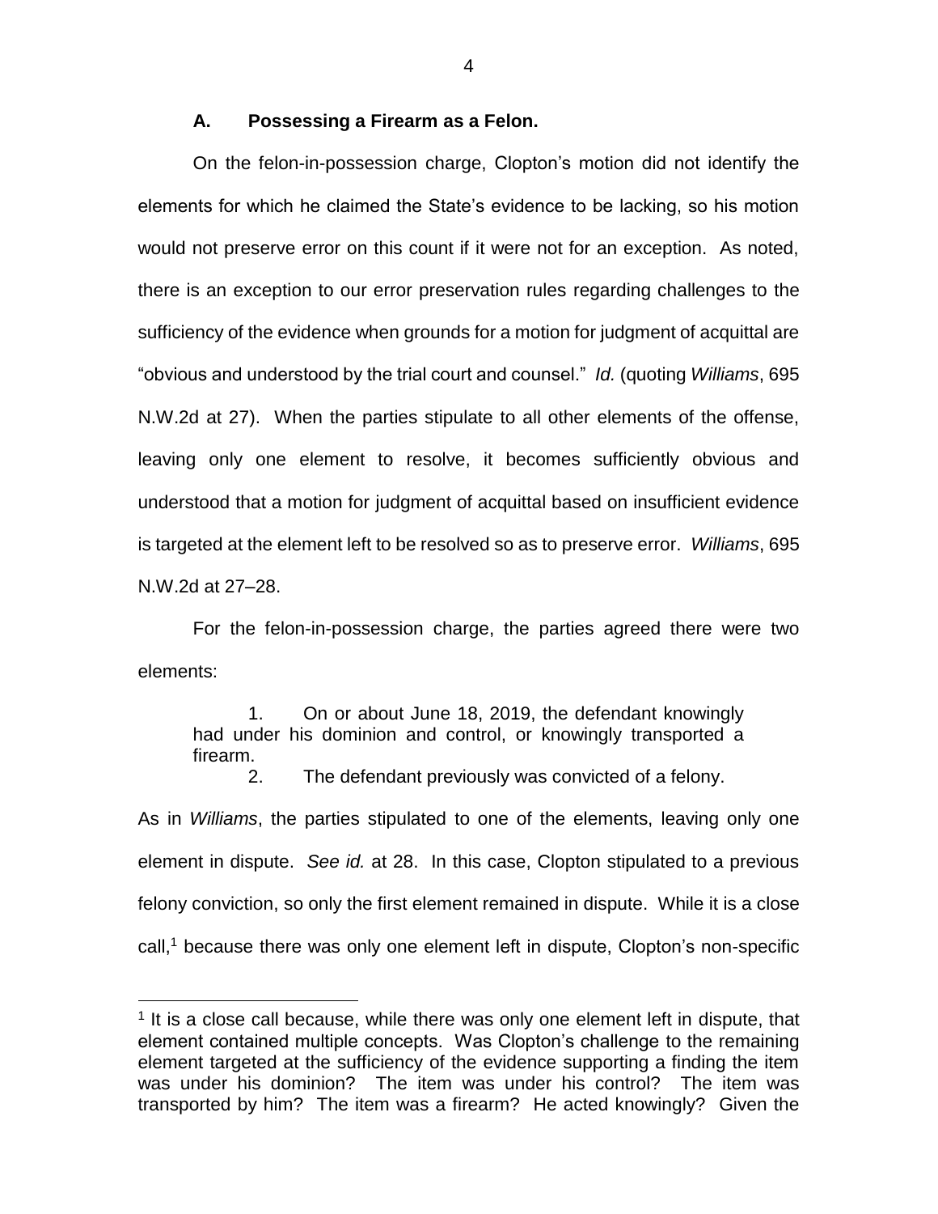### A. Possessing a Firearm as a Felon.

On the felon-in-possession charge, Clopton's motion did not identify the elements for which he claimed the State's evidence to be lacking, so his motion would not preserve error on this count if it were not for an exception. As noted, there is an exception to our error preservation rules regarding challenges to the sufficiency of the evidence when grounds for a motion for judgment of acquittal are "obvious and understood by the trial court and counsel." *Id.* (quoting *Williams*, 695 N.W.2d at 27). When the parties stipulate to all other elements of the offense, leaving only one element to resolve, it becomes sufficiently obvious and understood that a motion for judgment of acquittal based on insufficient evidence is targeted at the element left to be resolved so as to preserve error. *Williams*, 695 N.W.2d at 27–28.

For the felon-in-possession charge, the parties agreed there were two elements:

> 1. On or about June 18, 2019, the defendant knowingly had under his dominion and control, or knowingly transported a firearm.
> 2. The defendant previously was convicted of a felony.

As in *Williams*, the parties stipulated to one of the elements, leaving only one element in dispute. *See id.* at 28. In this case, Clopton stipulated to a previous felony conviction, so only the first element remained in dispute. While it is a close call,[1] because there was only one element left in dispute, Clopton's non-specific

[1] It is a close call because, while there was only one element left in dispute, that element contained multiple concepts. Was Clopton's challenge to the remaining element targeted at the sufficiency of the evidence supporting a finding the item was under his dominion? The item was under his control? The item was transported by him? The item was a firearm? He acted knowingly? Given the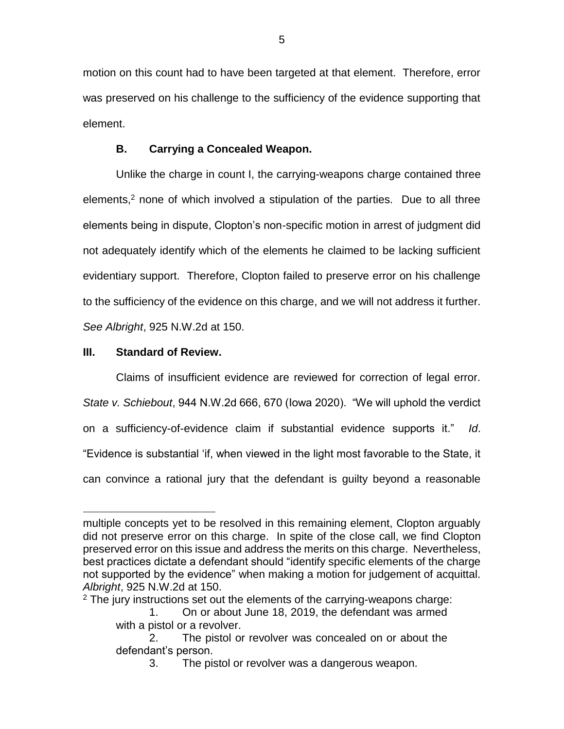motion on this count had to have been targeted at that element. Therefore, error was preserved on his challenge to the sufficiency of the evidence supporting that element.

### B. Carrying a Concealed Weapon.

Unlike the charge in count I, the carrying-weapons charge contained three elements,[2] none of which involved a stipulation of the parties. Due to all three elements being in dispute, Clopton's non-specific motion in arrest of judgment did not adequately identify which of the elements he claimed to be lacking sufficient evidentiary support. Therefore, Clopton failed to preserve error on his challenge to the sufficiency of the evidence on this charge, and we will not address it further. *See Albright*, 925 N.W.2d at 150.

## III. Standard of Review.

Claims of insufficient evidence are reviewed for correction of legal error. *State v. Schiebout*, 944 N.W.2d 666, 670 (Iowa 2020). "We will uphold the verdict on a sufficiency-of-evidence claim if substantial evidence supports it." *Id*. "Evidence is substantial 'if, when viewed in the light most favorable to the State, it can convince a rational jury that the defendant is guilty beyond a reasonable

---

multiple concepts yet to be resolved in this remaining element, Clopton arguably did not preserve error on this charge. In spite of the close call, we find Clopton preserved error on this issue and address the merits on this charge. Nevertheless, best practices dictate a defendant should "identify specific elements of the charge not supported by the evidence" when making a motion for judgement of acquittal. *Albright*, 925 N.W.2d at 150.

[2] The jury instructions set out the elements of the carrying-weapons charge:

> 1. On or about June 18, 2019, the defendant was armed with a pistol or a revolver.
> 2. The pistol or revolver was concealed on or about the defendant's person.
> 3. The pistol or revolver was a dangerous weapon.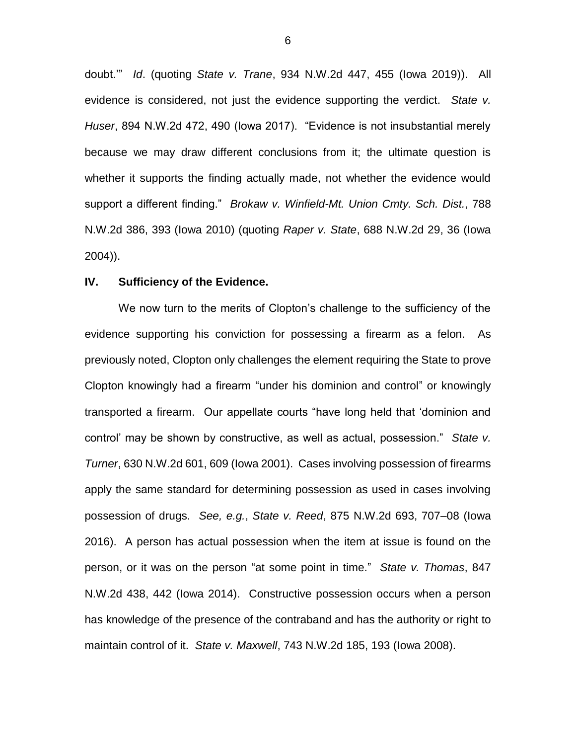doubt.'" *Id*. (quoting *State v. Trane*, 934 N.W.2d 447, 455 (Iowa 2019)). All evidence is considered, not just the evidence supporting the verdict. *State v. Huser*, 894 N.W.2d 472, 490 (Iowa 2017). "Evidence is not insubstantial merely because we may draw different conclusions from it; the ultimate question is whether it supports the finding actually made, not whether the evidence would support a different finding." *Brokaw v. Winfield-Mt. Union Cmty. Sch. Dist.*, 788 N.W.2d 386, 393 (Iowa 2010) (quoting *Raper v. State*, 688 N.W.2d 29, 36 (Iowa 2004)).

## IV. Sufficiency of the Evidence.

We now turn to the merits of Clopton's challenge to the sufficiency of the evidence supporting his conviction for possessing a firearm as a felon. As previously noted, Clopton only challenges the element requiring the State to prove Clopton knowingly had a firearm "under his dominion and control" or knowingly transported a firearm. Our appellate courts "have long held that 'dominion and control' may be shown by constructive, as well as actual, possession." *State v. Turner*, 630 N.W.2d 601, 609 (Iowa 2001). Cases involving possession of firearms apply the same standard for determining possession as used in cases involving possession of drugs. *See, e.g.*, *State v. Reed*, 875 N.W.2d 693, 707–08 (Iowa 2016). A person has actual possession when the item at issue is found on the person, or it was on the person "at some point in time." *State v. Thomas*, 847 N.W.2d 438, 442 (Iowa 2014). Constructive possession occurs when a person has knowledge of the presence of the contraband and has the authority or right to maintain control of it. *State v. Maxwell*, 743 N.W.2d 185, 193 (Iowa 2008).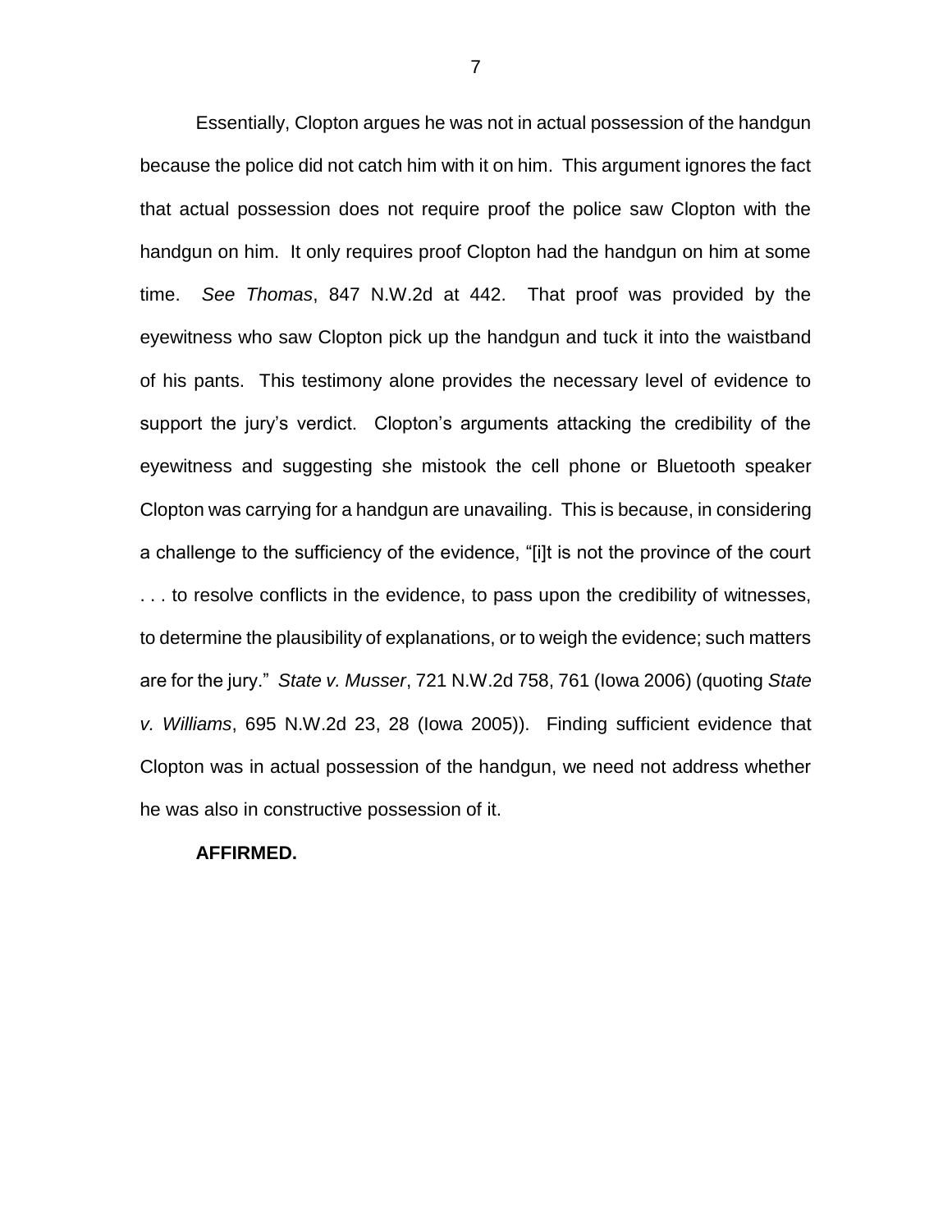Essentially, Clopton argues he was not in actual possession of the handgun because the police did not catch him with it on him. This argument ignores the fact that actual possession does not require proof the police saw Clopton with the handgun on him. It only requires proof Clopton had the handgun on him at some time. *See Thomas*, 847 N.W.2d at 442. That proof was provided by the eyewitness who saw Clopton pick up the handgun and tuck it into the waistband of his pants. This testimony alone provides the necessary level of evidence to support the jury's verdict. Clopton's arguments attacking the credibility of the eyewitness and suggesting she mistook the cell phone or Bluetooth speaker Clopton was carrying for a handgun are unavailing. This is because, in considering a challenge to the sufficiency of the evidence, "[i]t is not the province of the court . . . to resolve conflicts in the evidence, to pass upon the credibility of witnesses, to determine the plausibility of explanations, or to weigh the evidence; such matters are for the jury." *State v. Musser*, 721 N.W.2d 758, 761 (Iowa 2006) (quoting *State v. Williams*, 695 N.W.2d 23, 28 (Iowa 2005)). Finding sufficient evidence that Clopton was in actual possession of the handgun, we need not address whether he was also in constructive possession of it.

**AFFIRMED.**